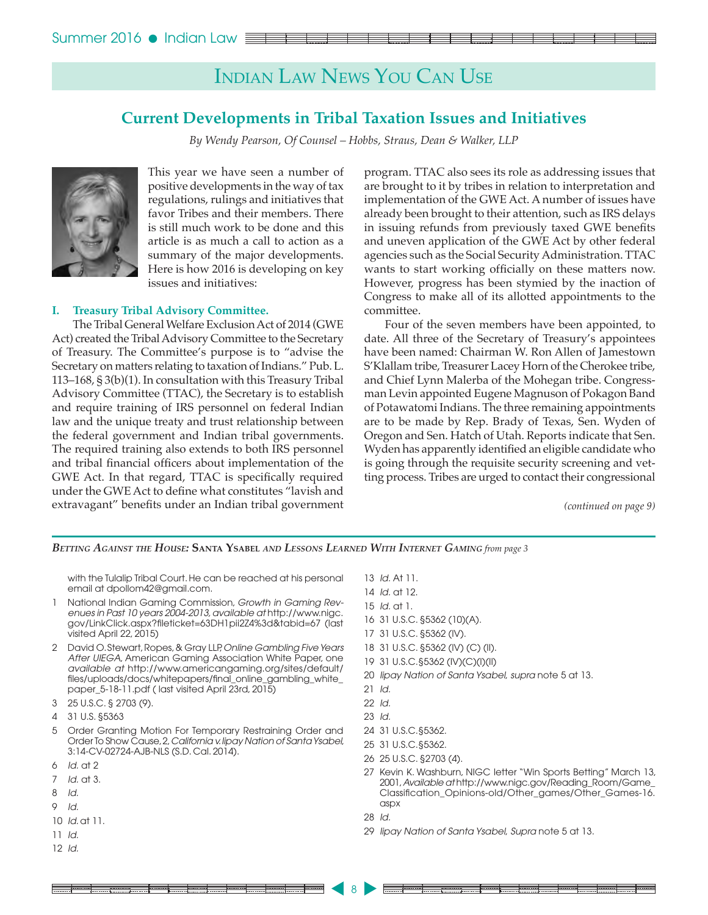# Indian Law News You Can Use

## Current Developments in Tribal Taxation Issues and Initiatives

*By Wendy Pearson, Of Counsel – Hobbs, Straus, Dean & Walker, LLP*

This year we have seen a number of positive developments in the way of tax regulations, rulings and initiatives that favor Tribes and their members. There is still much work to be done and this article is as much a call to action as a summary of the major developments. Here is how 2016 is developing on key issues and initiatives:

### I. Treasury Tribal Advisory Committee.

The Tribal General Welfare Exclusion Act of 2014 (GWE Act) created the Tribal Advisory Committee to the Secretary of Treasury. The Committee's purpose is to "advise the Secretary on matters relating to taxation of Indians." Pub. L. 113–168, § 3(b)(1). In consultation with this Treasury Tribal Advisory Committee (TTAC), the Secretary is to establish and require training of IRS personnel on federal Indian law and the unique treaty and trust relationship between the federal government and Indian tribal governments. The required training also extends to both IRS personnel and tribal financial officers about implementation of the GWE Act. In that regard, TTAC is specifically required under the GWE Act to define what constitutes "lavish and extravagant" benefits under an Indian tribal government program. TTAC also sees its role as addressing issues that are brought to it by tribes in relation to interpretation and implementation of the GWE Act. A number of issues have already been brought to their attention, such as IRS delays in issuing refunds from previously taxed GWE benefits and uneven application of the GWE Act by other federal agencies such as the Social Security Administration. TTAC wants to start working officially on these matters now. However, progress has been stymied by the inaction of Congress to make all of its allotted appointments to the committee.

Four of the seven members have been appointed, to date. All three of the Secretary of Treasury's appointees have been named: Chairman W. Ron Allen of Jamestown S'Klallam tribe, Treasurer Lacey Horn of the Cherokee tribe, and Chief Lynn Malerba of the Mohegan tribe. Congressman Levin appointed Eugene Magnuson of Pokagon Band of Potawatomi Indians. The three remaining appointments are to be made by Rep. Brady of Texas, Sen. Wyden of Oregon and Sen. Hatch of Utah. Reports indicate that Sen. Wyden has apparently identified an eligible candidate who is going through the requisite security screening and vetting process. Tribes are urged to contact their congressional

*(continued on page 9)*

---

***Betting Against the House:* Santa Ysabel *and* Lessons Learned With Internet Gaming** *from page 3*

with the Tulalip Tribal Court. He can be reached at his personal email at dpollom42@gmail.com.

1 National Indian Gaming Commission, *Growth in Gaming Revenues in Past 10 years 2004-2013, available at* http://www.nigc.gov/LinkClick.aspx?fileticket=63DH1pii2Z4%3d&tabid=67 (last visited April 22, 2015)

2 David O. Stewart, Ropes, & Gray LLP, *Online Gambling Five Years After UIEGA*, American Gaming Association White Paper, one *available at* http://www.americangaming.org/sites/default/files/uploads/docs/whitepapers/final_online_gambling_white_paper_5-18-11.pdf ( last visited April 23rd, 2015)

3 25 U.S.C. § 2703 (9).

4 31 U.S. §5363

5 Order Granting Motion For Temporary Restraining Order and Order To Show Cause, 2, *California v. Iipay Nation of Santa Ysabel*, 3:14-CV-02724-AJB-NLS (S.D. Cal. 2014).

6 *Id.* at 2

7 *Id.* at 3.

8 *Id.*

9 *Id.*

10 *Id.* at 11.

11 *Id.*

12 *Id.*

13 *Id.* At 11.

14 *Id.* at 12.

15 *Id.* at 1.

16 31 U.S.C. §5362 (10)(A).

17 31 U.S.C. §5362 (IV).

18 31 U.S.C. §5362 (IV) (C) (II).

19 31 U.S.C.§5362 (IV)(C)(I)(II)

20 *Iipay Nation of Santa Ysabel, supra* note 5 at 13.

21 *Id.*

22 *Id.*

23 *Id.*

24 31 U.S.C.§5362.

25 31 U.S.C.§5362.

26 25 U.S.C. §2703 (4).

27 Kevin K. Washburn, NIGC letter "Win Sports Betting" March 13, 2001, *Available at* http://www.nigc.gov/Reading_Room/Game_Classification_Opinions-old/Other_games/Other_Games-16.aspx

28 *Id.*

29 *Iipay Nation of Santa Ysabel, Supra* note 5 at 13.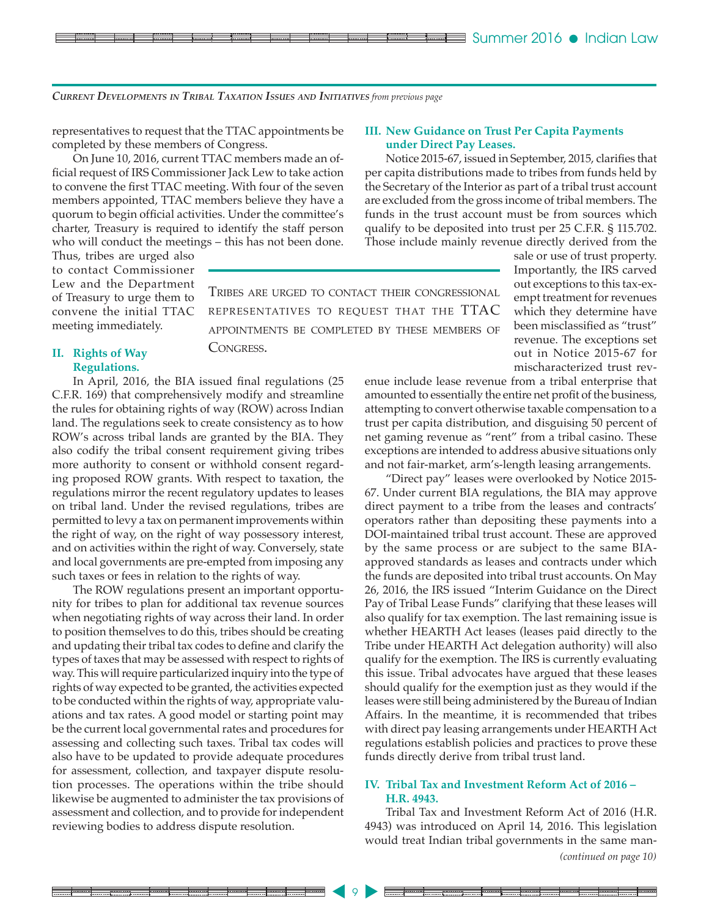*Current Developments in Tribal Taxation Issues and Initiatives from previous page*

representatives to request that the TTAC appointments be completed by these members of Congress.

On June 10, 2016, current TTAC members made an official request of IRS Commissioner Jack Lew to take action to convene the first TTAC meeting. With four of the seven members appointed, TTAC members believe they have a quorum to begin official activities. Under the committee's charter, Treasury is required to identify the staff person who will conduct the meetings – this has not been done. Thus, tribes are urged also to contact Commissioner Lew and the Department of Treasury to urge them to convene the initial TTAC meeting immediately.

> Tribes are urged to contact their congressional representatives to request that the TTAC appointments be completed by these members of Congress.

## II. Rights of Way Regulations.

In April, 2016, the BIA issued final regulations (25 C.F.R. 169) that comprehensively modify and streamline the rules for obtaining rights of way (ROW) across Indian land. The regulations seek to create consistency as to how ROW's across tribal lands are granted by the BIA. They also codify the tribal consent requirement giving tribes more authority to consent or withhold consent regarding proposed ROW grants. With respect to taxation, the regulations mirror the recent regulatory updates to leases on tribal land. Under the revised regulations, tribes are permitted to levy a tax on permanent improvements within the right of way, on the right of way possessory interest, and on activities within the right of way. Conversely, state and local governments are pre-empted from imposing any such taxes or fees in relation to the rights of way.

The ROW regulations present an important opportunity for tribes to plan for additional tax revenue sources when negotiating rights of way across their land. In order to position themselves to do this, tribes should be creating and updating their tribal tax codes to define and clarify the types of taxes that may be assessed with respect to rights of way. This will require particularized inquiry into the type of rights of way expected to be granted, the activities expected to be conducted within the rights of way, appropriate valuations and tax rates. A good model or starting point may be the current local governmental rates and procedures for assessing and collecting such taxes. Tribal tax codes will also have to be updated to provide adequate procedures for assessment, collection, and taxpayer dispute resolution processes. The operations within the tribe should likewise be augmented to administer the tax provisions of assessment and collection, and to provide for independent reviewing bodies to address dispute resolution.

## III. New Guidance on Trust Per Capita Payments under Direct Pay Leases.

Notice 2015-67, issued in September, 2015, clarifies that per capita distributions made to tribes from funds held by the Secretary of the Interior as part of a tribal trust account are excluded from the gross income of tribal members. The funds in the trust account must be from sources which qualify to be deposited into trust per 25 C.F.R. § 115.702. Those include mainly revenue directly derived from the sale or use of trust property. Importantly, the IRS carved out exceptions to this tax-exempt treatment for revenues which they determine have been misclassified as "trust" revenue. The exceptions set out in Notice 2015-67 for mischaracterized trust revenue include lease revenue from a tribal enterprise that amounted to essentially the entire net profit of the business, attempting to convert otherwise taxable compensation to a trust per capita distribution, and disguising 50 percent of net gaming revenue as "rent" from a tribal casino. These exceptions are intended to address abusive situations only and not fair-market, arm's-length leasing arrangements.

"Direct pay" leases were overlooked by Notice 2015-67. Under current BIA regulations, the BIA may approve direct payment to a tribe from the leases and contracts' operators rather than depositing these payments into a DOI-maintained tribal trust account. These are approved by the same process or are subject to the same BIA-approved standards as leases and contracts under which the funds are deposited into tribal trust accounts. On May 26, 2016, the IRS issued "Interim Guidance on the Direct Pay of Tribal Lease Funds" clarifying that these leases will also qualify for tax exemption. The last remaining issue is whether HEARTH Act leases (leases paid directly to the Tribe under HEARTH Act delegation authority) will also qualify for the exemption. The IRS is currently evaluating this issue. Tribal advocates have argued that these leases should qualify for the exemption just as they would if the leases were still being administered by the Bureau of Indian Affairs. In the meantime, it is recommended that tribes with direct pay leasing arrangements under HEARTH Act regulations establish policies and practices to prove these funds directly derive from tribal trust land.

## IV. Tribal Tax and Investment Reform Act of 2016 – H.R. 4943.

Tribal Tax and Investment Reform Act of 2016 (H.R. 4943) was introduced on April 14, 2016. This legislation would treat Indian tribal governments in the same man-

*(continued on page 10)*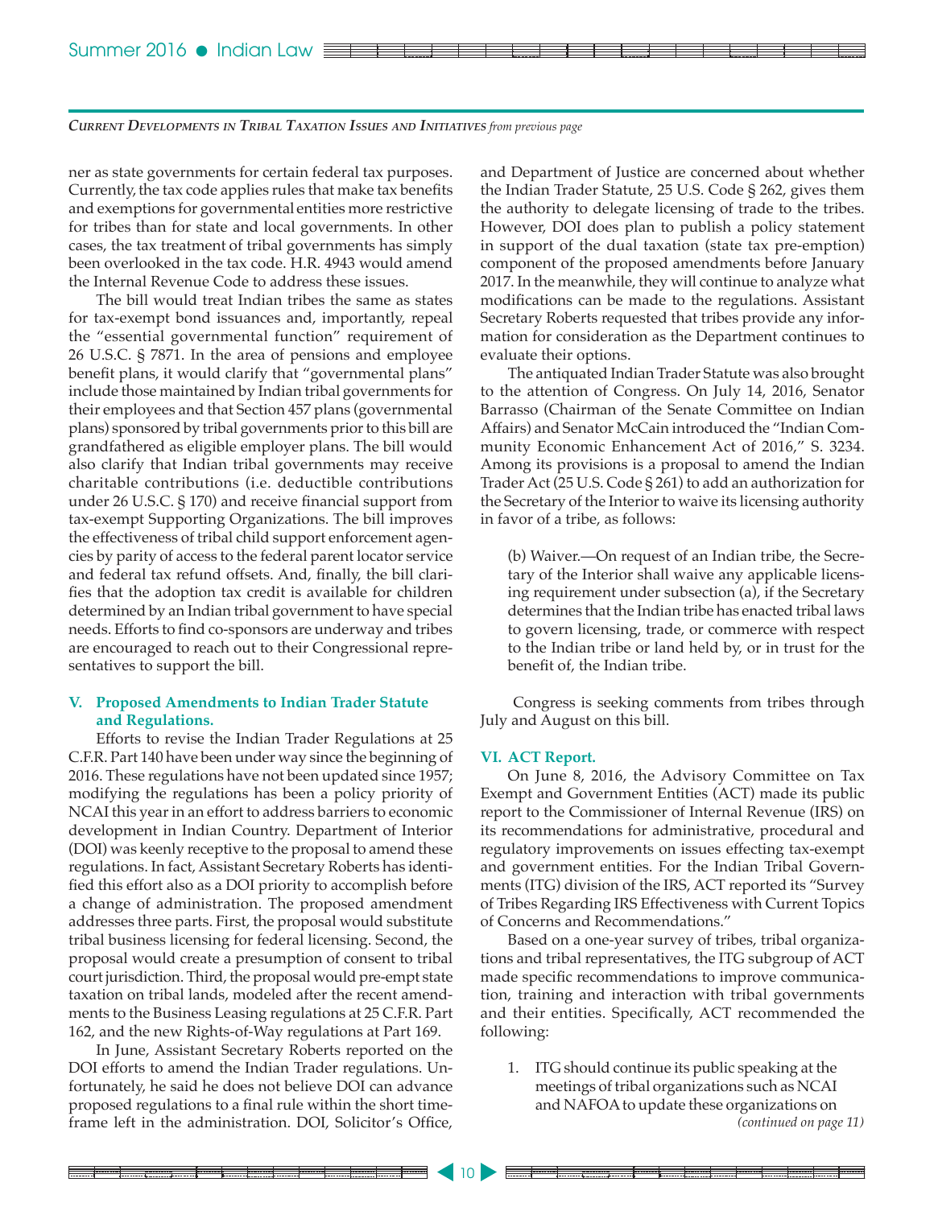*Current Developments in Tribal Taxation Issues and Initiatives from previous page*

ner as state governments for certain federal tax purposes. Currently, the tax code applies rules that make tax benefits and exemptions for governmental entities more restrictive for tribes than for state and local governments. In other cases, the tax treatment of tribal governments has simply been overlooked in the tax code. H.R. 4943 would amend the Internal Revenue Code to address these issues.

The bill would treat Indian tribes the same as states for tax-exempt bond issuances and, importantly, repeal the "essential governmental function" requirement of 26 U.S.C. § 7871. In the area of pensions and employee benefit plans, it would clarify that "governmental plans" include those maintained by Indian tribal governments for their employees and that Section 457 plans (governmental plans) sponsored by tribal governments prior to this bill are grandfathered as eligible employer plans. The bill would also clarify that Indian tribal governments may receive charitable contributions (i.e. deductible contributions under 26 U.S.C. § 170) and receive financial support from tax-exempt Supporting Organizations. The bill improves the effectiveness of tribal child support enforcement agencies by parity of access to the federal parent locator service and federal tax refund offsets. And, finally, the bill clarifies that the adoption tax credit is available for children determined by an Indian tribal government to have special needs. Efforts to find co-sponsors are underway and tribes are encouraged to reach out to their Congressional representatives to support the bill.

### V. Proposed Amendments to Indian Trader Statute and Regulations.

Efforts to revise the Indian Trader Regulations at 25 C.F.R. Part 140 have been under way since the beginning of 2016. These regulations have not been updated since 1957; modifying the regulations has been a policy priority of NCAI this year in an effort to address barriers to economic development in Indian Country. Department of Interior (DOI) was keenly receptive to the proposal to amend these regulations. In fact, Assistant Secretary Roberts has identified this effort also as a DOI priority to accomplish before a change of administration. The proposed amendment addresses three parts. First, the proposal would substitute tribal business licensing for federal licensing. Second, the proposal would create a presumption of consent to tribal court jurisdiction. Third, the proposal would pre-empt state taxation on tribal lands, modeled after the recent amendments to the Business Leasing regulations at 25 C.F.R. Part 162, and the new Rights-of-Way regulations at Part 169.

In June, Assistant Secretary Roberts reported on the DOI efforts to amend the Indian Trader regulations. Unfortunately, he said he does not believe DOI can advance proposed regulations to a final rule within the short timeframe left in the administration. DOI, Solicitor's Office, and Department of Justice are concerned about whether the Indian Trader Statute, 25 U.S. Code § 262, gives them the authority to delegate licensing of trade to the tribes. However, DOI does plan to publish a policy statement in support of the dual taxation (state tax pre-emption) component of the proposed amendments before January 2017. In the meanwhile, they will continue to analyze what modifications can be made to the regulations. Assistant Secretary Roberts requested that tribes provide any information for consideration as the Department continues to evaluate their options.

The antiquated Indian Trader Statute was also brought to the attention of Congress. On July 14, 2016, Senator Barrasso (Chairman of the Senate Committee on Indian Affairs) and Senator McCain introduced the "Indian Community Economic Enhancement Act of 2016," S. 3234. Among its provisions is a proposal to amend the Indian Trader Act (25 U.S. Code § 261) to add an authorization for the Secretary of the Interior to waive its licensing authority in favor of a tribe, as follows:

> (b) Waiver.—On request of an Indian tribe, the Secretary of the Interior shall waive any applicable licensing requirement under subsection (a), if the Secretary determines that the Indian tribe has enacted tribal laws to govern licensing, trade, or commerce with respect to the Indian tribe or land held by, or in trust for the benefit of, the Indian tribe.

Congress is seeking comments from tribes through July and August on this bill.

### VI. ACT Report.

On June 8, 2016, the Advisory Committee on Tax Exempt and Government Entities (ACT) made its public report to the Commissioner of Internal Revenue (IRS) on its recommendations for administrative, procedural and regulatory improvements on issues effecting tax-exempt and government entities. For the Indian Tribal Governments (ITG) division of the IRS, ACT reported its "Survey of Tribes Regarding IRS Effectiveness with Current Topics of Concerns and Recommendations."

Based on a one-year survey of tribes, tribal organizations and tribal representatives, the ITG subgroup of ACT made specific recommendations to improve communication, training and interaction with tribal governments and their entities. Specifically, ACT recommended the following:

1. ITG should continue its public speaking at the meetings of tribal organizations such as NCAI and NAFOA to update these organizations on

*(continued on page 11)*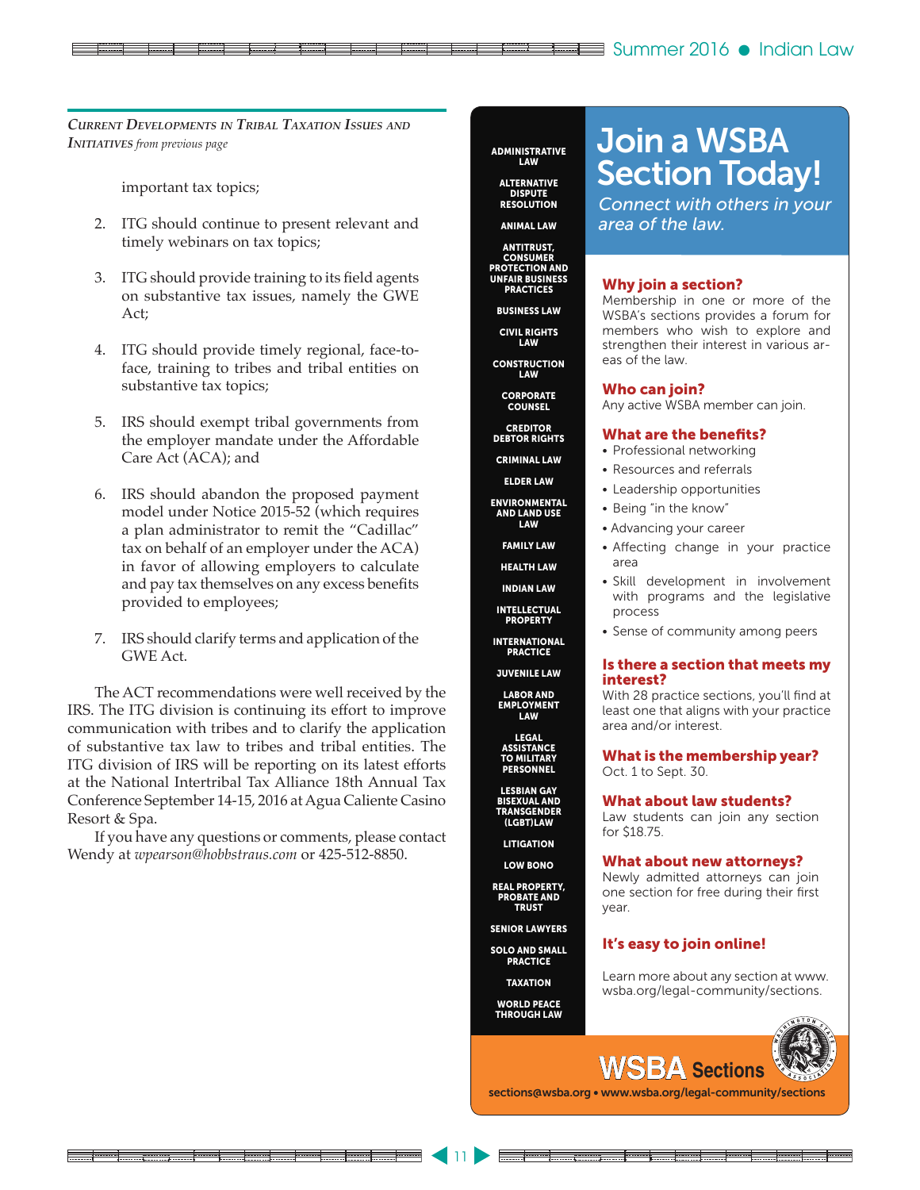*Current Developments in Tribal Taxation Issues and Initiatives from previous page*

important tax topics;

2. ITG should continue to present relevant and timely webinars on tax topics;

3. ITG should provide training to its field agents on substantive tax issues, namely the GWE Act;

4. ITG should provide timely regional, face-to-face, training to tribes and tribal entities on substantive tax topics;

5. IRS should exempt tribal governments from the employer mandate under the Affordable Care Act (ACA); and

6. IRS should abandon the proposed payment model under Notice 2015-52 (which requires a plan administrator to remit the "Cadillac" tax on behalf of an employer under the ACA) in favor of allowing employers to calculate and pay tax themselves on any excess benefits provided to employees;

7. IRS should clarify terms and application of the GWE Act.

The ACT recommendations were well received by the IRS. The ITG division is continuing its effort to improve communication with tribes and to clarify the application of substantive tax law to tribes and tribal entities. The ITG division of IRS will be reporting on its latest efforts at the National Intertribal Tax Alliance 18th Annual Tax Conference September 14-15, 2016 at Agua Caliente Casino Resort & Spa.

If you have any questions or comments, please contact Wendy at *wpearson@hobbstraus.com* or 425-512-8850.

# Join a WSBA Section Today!

*Connect with others in your area of the law.*

- ADMINISTRATIVE LAW
- ALTERNATIVE DISPUTE RESOLUTION
- ANIMAL LAW
- ANTITRUST, CONSUMER PROTECTION AND UNFAIR BUSINESS PRACTICES
- BUSINESS LAW
- CIVIL RIGHTS LAW
- CONSTRUCTION LAW
- CORPORATE COUNSEL
- CREDITOR DEBTOR RIGHTS
- CRIMINAL LAW
- ELDER LAW
- ENVIRONMENTAL AND LAND USE LAW
- FAMILY LAW
- HEALTH LAW
- INDIAN LAW
- INTELLECTUAL PROPERTY
- INTERNATIONAL PRACTICE
- JUVENILE LAW
- LABOR AND EMPLOYMENT LAW
- LEGAL ASSISTANCE TO MILITARY PERSONNEL
- LESBIAN GAY BISEXUAL AND TRANSGENDER (LGBT)LAW
- LITIGATION
- LOW BONO
- REAL PROPERTY, PROBATE AND TRUST
- SENIOR LAWYERS
- SOLO AND SMALL PRACTICE
- TAXATION
- WORLD PEACE THROUGH LAW

### Why join a section?

Membership in one or more of the WSBA's sections provides a forum for members who wish to explore and strengthen their interest in various areas of the law.

### Who can join?

Any active WSBA member can join.

### What are the benefits?

- Professional networking
- Resources and referrals
- Leadership opportunities
- Being "in the know"
- Advancing your career
- Affecting change in your practice area
- Skill development in involvement with programs and the legislative process
- Sense of community among peers

### Is there a section that meets my interest?

With 28 practice sections, you'll find at least one that aligns with your practice area and/or interest.

### What is the membership year?

Oct. 1 to Sept. 30.

### What about law students?

Law students can join any section for $18.75.

### What about new attorneys?

Newly admitted attorneys can join one section for free during their first year.

### It's easy to join online!

Learn more about any section at www.wsba.org/legal-community/sections.

**WSBA Sections**

sections@wsba.org • www.wsba.org/legal-community/sections